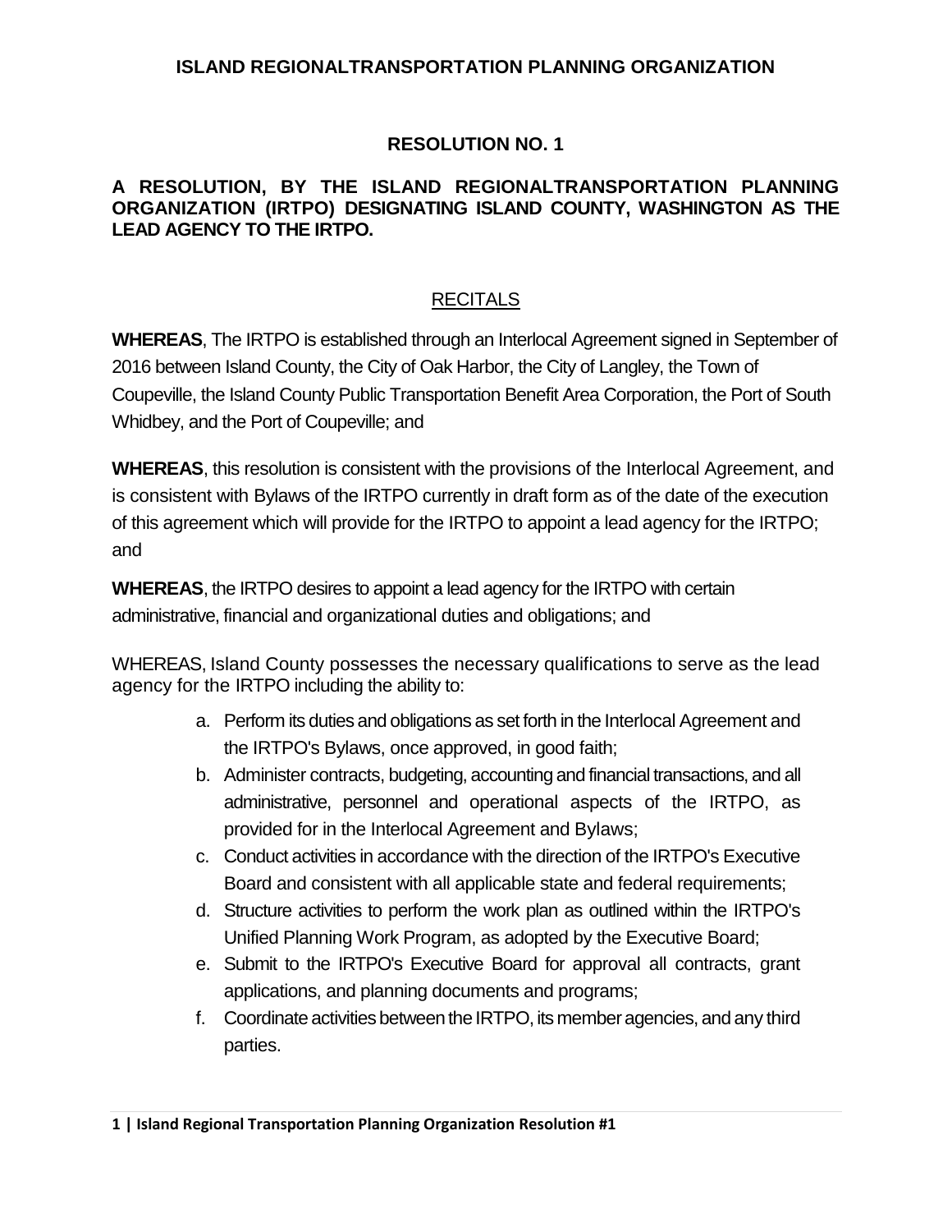# ISLAND REGIONALTRANSPORTATION PLANNING ORGANIZATION

## RESOLUTION NO. 1

**A RESOLUTION, BY THE ISLAND REGIONALTRANSPORTATION PLANNING ORGANIZATION (IRTPO) DESIGNATING ISLAND COUNTY, WASHINGTON AS THE LEAD AGENCY TO THE IRTPO.**

## RECITALS

**WHEREAS**, The IRTPO is established through an Interlocal Agreement signed in September of 2016 between Island County, the City of Oak Harbor, the City of Langley, the Town of Coupeville, the Island County Public Transportation Benefit Area Corporation, the Port of South Whidbey, and the Port of Coupeville; and

**WHEREAS**, this resolution is consistent with the provisions of the Interlocal Agreement, and is consistent with Bylaws of the IRTPO currently in draft form as of the date of the execution of this agreement which will provide for the IRTPO to appoint a lead agency for the IRTPO; and

**WHEREAS**, the IRTPO desires to appoint a lead agency for the IRTPO with certain administrative, financial and organizational duties and obligations; and

WHEREAS, Island County possesses the necessary qualifications to serve as the lead agency for the IRTPO including the ability to:

a. Perform its duties and obligations as set forth in the Interlocal Agreement and the IRTPO's Bylaws, once approved, in good faith;
b. Administer contracts, budgeting, accounting and financial transactions, and all administrative, personnel and operational aspects of the IRTPO, as provided for in the Interlocal Agreement and Bylaws;
c. Conduct activities in accordance with the direction of the IRTPO's Executive Board and consistent with all applicable state and federal requirements;
d. Structure activities to perform the work plan as outlined within the IRTPO's Unified Planning Work Program, as adopted by the Executive Board;
e. Submit to the IRTPO's Executive Board for approval all contracts, grant applications, and planning documents and programs;
f. Coordinate activities between the IRTPO, its member agencies, and any third parties.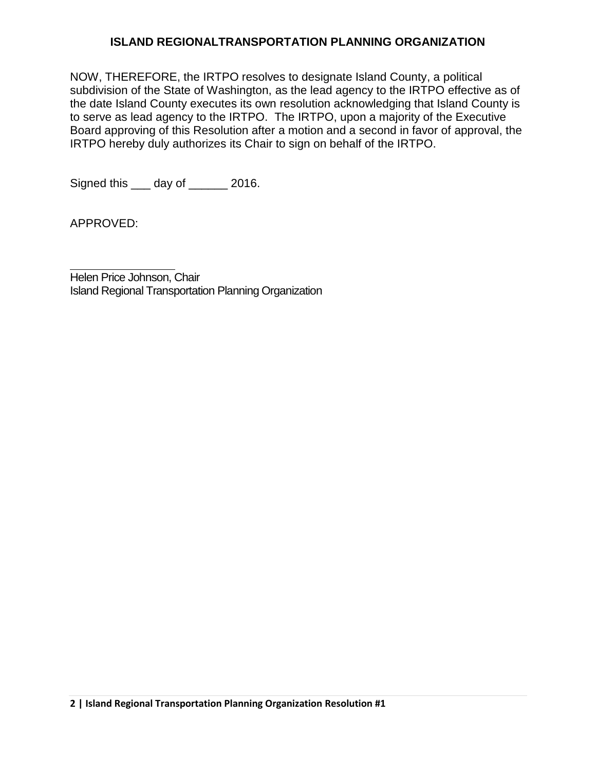**ISLAND REGIONALTRANSPORTATION PLANNING ORGANIZATION**

NOW, THEREFORE, the IRTPO resolves to designate Island County, a political subdivision of the State of Washington, as the lead agency to the IRTPO effective as of the date Island County executes its own resolution acknowledging that Island County is to serve as lead agency to the IRTPO. The IRTPO, upon a majority of the Executive Board approving of this Resolution after a motion and a second in favor of approval, the IRTPO hereby duly authorizes its Chair to sign on behalf of the IRTPO.

Signed this ___ day of ______ 2016.

APPROVED:

_________________

Helen Price Johnson, Chair
Island Regional Transportation Planning Organization